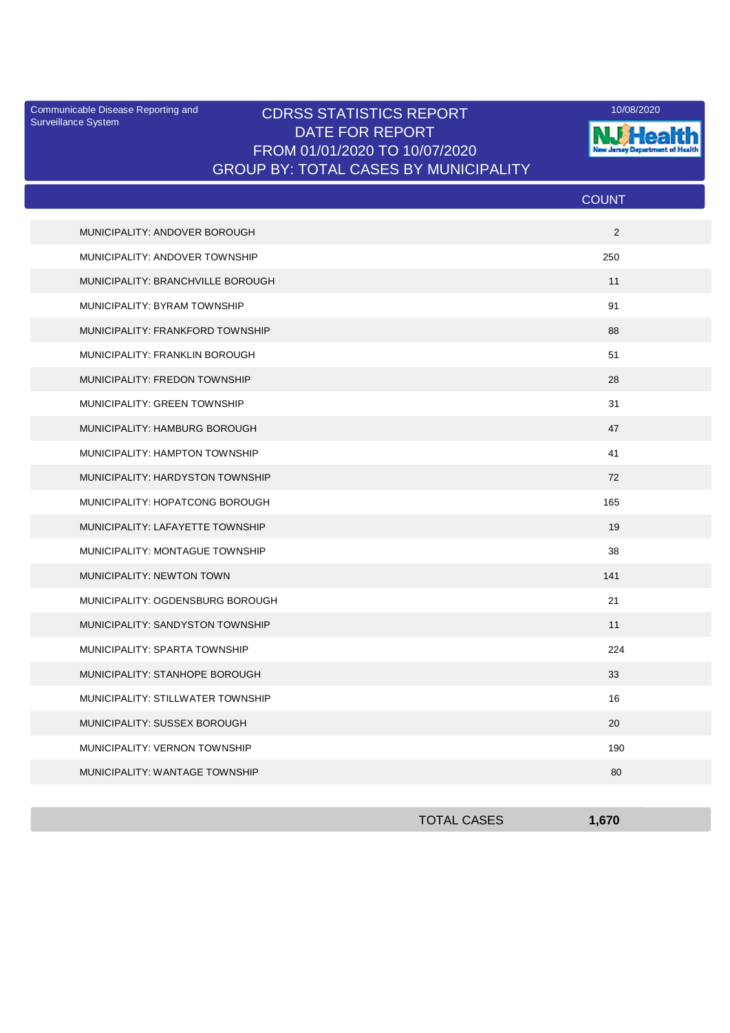Communicable Disease Reporting and Surveillance System

# CDRSS STATISTICS REPORT
## DATE FOR REPORT
## FROM 01/01/2020 TO 10/07/2020
## GROUP BY: TOTAL CASES BY MUNICIPALITY

10/08/2020

NJ Health New Jersey Department of Health

| | COUNT |
|---|---|
| MUNICIPALITY: ANDOVER BOROUGH | 2 |
| MUNICIPALITY: ANDOVER TOWNSHIP | 250 |
| MUNICIPALITY: BRANCHVILLE BOROUGH | 11 |
| MUNICIPALITY: BYRAM TOWNSHIP | 91 |
| MUNICIPALITY: FRANKFORD TOWNSHIP | 88 |
| MUNICIPALITY: FRANKLIN BOROUGH | 51 |
| MUNICIPALITY: FREDON TOWNSHIP | 28 |
| MUNICIPALITY: GREEN TOWNSHIP | 31 |
| MUNICIPALITY: HAMBURG BOROUGH | 47 |
| MUNICIPALITY: HAMPTON TOWNSHIP | 41 |
| MUNICIPALITY: HARDYSTON TOWNSHIP | 72 |
| MUNICIPALITY: HOPATCONG BOROUGH | 165 |
| MUNICIPALITY: LAFAYETTE TOWNSHIP | 19 |
| MUNICIPALITY: MONTAGUE TOWNSHIP | 38 |
| MUNICIPALITY: NEWTON TOWN | 141 |
| MUNICIPALITY: OGDENSBURG BOROUGH | 21 |
| MUNICIPALITY: SANDYSTON TOWNSHIP | 11 |
| MUNICIPALITY: SPARTA TOWNSHIP | 224 |
| MUNICIPALITY: STANHOPE BOROUGH | 33 |
| MUNICIPALITY: STILLWATER TOWNSHIP | 16 |
| MUNICIPALITY: SUSSEX BOROUGH | 20 |
| MUNICIPALITY: VERNON TOWNSHIP | 190 |
| MUNICIPALITY: WANTAGE TOWNSHIP | 80 |
| **TOTAL CASES** | **1,670** |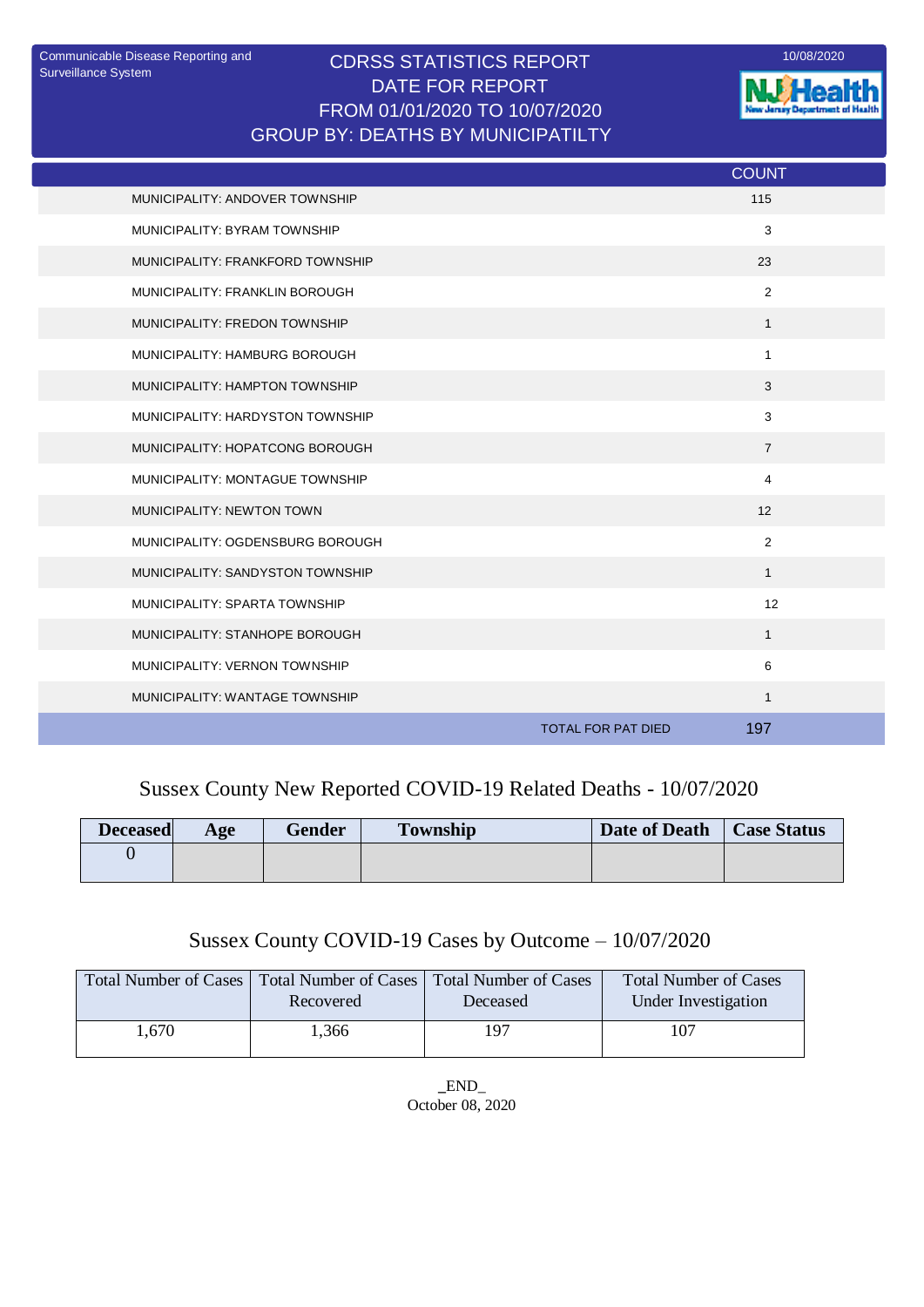Communicable Disease Reporting and Surveillance System

10/08/2020

# CDRSS STATISTICS REPORT
## DATE FOR REPORT
## FROM 01/01/2020 TO 10/07/2020
## GROUP BY: DEATHS BY MUNICIPATILTY

| | COUNT |
|---|---|
| MUNICIPALITY: ANDOVER TOWNSHIP | 115 |
| MUNICIPALITY: BYRAM TOWNSHIP | 3 |
| MUNICIPALITY: FRANKFORD TOWNSHIP | 23 |
| MUNICIPALITY: FRANKLIN BOROUGH | 2 |
| MUNICIPALITY: FREDON TOWNSHIP | 1 |
| MUNICIPALITY: HAMBURG BOROUGH | 1 |
| MUNICIPALITY: HAMPTON TOWNSHIP | 3 |
| MUNICIPALITY: HARDYSTON TOWNSHIP | 3 |
| MUNICIPALITY: HOPATCONG BOROUGH | 7 |
| MUNICIPALITY: MONTAGUE TOWNSHIP | 4 |
| MUNICIPALITY: NEWTON TOWN | 12 |
| MUNICIPALITY: OGDENSBURG BOROUGH | 2 |
| MUNICIPALITY: SANDYSTON TOWNSHIP | 1 |
| MUNICIPALITY: SPARTA TOWNSHIP | 12 |
| MUNICIPALITY: STANHOPE BOROUGH | 1 |
| MUNICIPALITY: VERNON TOWNSHIP | 6 |
| MUNICIPALITY: WANTAGE TOWNSHIP | 1 |
| TOTAL FOR PAT DIED | 197 |

## Sussex County New Reported COVID-19 Related Deaths - 10/07/2020

| Deceased | Age | Gender | Township | Date of Death | Case Status |
|---|---|---|---|---|---|
| 0 | | | | | |

## Sussex County COVID-19 Cases by Outcome – 10/07/2020

| Total Number of Cases | Total Number of Cases Recovered | Total Number of Cases Deceased | Total Number of Cases Under Investigation |
|---|---|---|---|
| 1,670 | 1,366 | 197 | 107 |

_END_
October 08, 2020